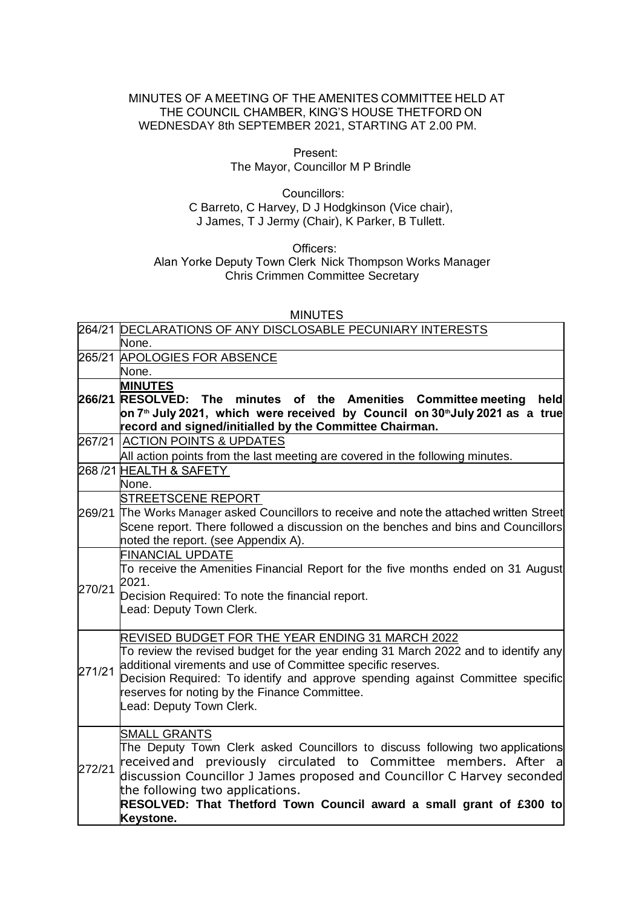MINUTES OF A MEETING OF THE AMENITES COMMITTEE HELD AT THE COUNCIL CHAMBER, KING'S HOUSE THETFORD ON WEDNESDAY 8th SEPTEMBER 2021, STARTING AT 2.00 PM.

Present:
The Mayor, Councillor M P Brindle

Councillors:
C Barreto, C Harvey, D J Hodgkinson (Vice chair), J James, T J Jermy (Chair), K Parker, B Tullett.

Officers:
Alan Yorke Deputy Town Clerk Nick Thompson Works Manager
Chris Crimmen Committee Secretary

MINUTES

| | |
|---|---|
| 264/21 | DECLARATIONS OF ANY DISCLOSABLE PECUNIARY INTERESTS<br>None. |
| 265/21 | APOLOGIES FOR ABSENCE<br>None. |
| 266/21 | **MINUTES**<br>**RESOLVED: The minutes of the Amenities Committee meeting held on 7th July 2021, which were received by Council on 30th July 2021 as a true record and signed/initialled by the Committee Chairman.** |
| 267/21 | ACTION POINTS & UPDATES<br>All action points from the last meeting are covered in the following minutes. |
| 268 /21 | HEALTH & SAFETY<br>None. |
| 269/21 | STREETSCENE REPORT<br>The Works Manager asked Councillors to receive and note the attached written Street Scene report. There followed a discussion on the benches and bins and Councillors noted the report. (see Appendix A). |
| 270/21 | FINANCIAL UPDATE<br>To receive the Amenities Financial Report for the five months ended on 31 August 2021.<br>Decision Required: To note the financial report.<br>Lead: Deputy Town Clerk. |
| 271/21 | REVISED BUDGET FOR THE YEAR ENDING 31 MARCH 2022<br>To review the revised budget for the year ending 31 March 2022 and to identify any additional virements and use of Committee specific reserves.<br>Decision Required: To identify and approve spending against Committee specific reserves for noting by the Finance Committee.<br>Lead: Deputy Town Clerk. |
| 272/21 | SMALL GRANTS<br>The Deputy Town Clerk asked Councillors to discuss following two applications received and previously circulated to Committee members. After a discussion Councillor J James proposed and Councillor C Harvey seconded the following two applications.<br>**RESOLVED: That Thetford Town Council award a small grant of £300 to Keystone.** |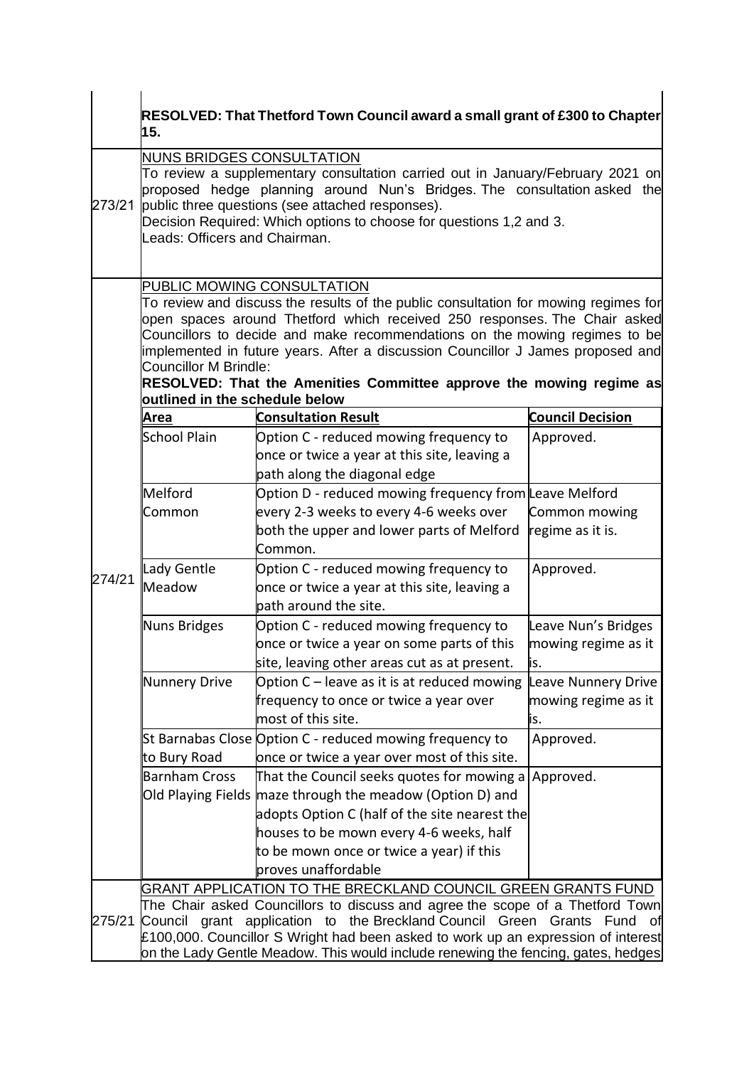| | |
|---|---|
| | **RESOLVED: That Thetford Town Council award a small grant of £300 to Chapter 15.** |
| 273/21 | NUNS BRIDGES CONSULTATION<br>To review a supplementary consultation carried out in January/February 2021 on proposed hedge planning around Nun's Bridges. The consultation asked the public three questions (see attached responses).<br>Decision Required: Which options to choose for questions 1,2 and 3.<br>Leads: Officers and Chairman. |
| 274/21 | PUBLIC MOWING CONSULTATION<br>To review and discuss the results of the public consultation for mowing regimes for open spaces around Thetford which received 250 responses. The Chair asked Councillors to decide and make recommendations on the mowing regimes to be implemented in future years. After a discussion Councillor J James proposed and Councillor M Brindle:<br>**RESOLVED: That the Amenities Committee approve the mowing regime as outlined in the schedule below** |

| Area | Consultation Result | Council Decision |
|---|---|---|
| School Plain | Option C - reduced mowing frequency to once or twice a year at this site, leaving a path along the diagonal edge | Approved. |
| Melford Common | Option D - reduced mowing frequency from every 2-3 weeks to every 4-6 weeks over both the upper and lower parts of Melford Common. | Leave Melford Common mowing regime as it is. |
| Lady Gentle Meadow | Option C - reduced mowing frequency to once or twice a year at this site, leaving a path around the site. | Approved. |
| Nuns Bridges | Option C - reduced mowing frequency to once or twice a year on some parts of this site, leaving other areas cut as at present. | Leave Nun's Bridges mowing regime as it is. |
| Nunnery Drive | Option C – leave as it is at reduced mowing frequency to once or twice a year over most of this site. | Leave Nunnery Drive mowing regime as it is. |
| St Barnabas Close to Bury Road | Option C - reduced mowing frequency to once or twice a year over most of this site. | Approved. |
| Barnham Cross Old Playing Fields | That the Council seeks quotes for mowing a maze through the meadow (Option D) and adopts Option C (half of the site nearest the houses to be mown every 4-6 weeks, half to be mown once or twice a year) if this proves unaffordable | Approved. |

| | |
|---|---|
| 275/21 | GRANT APPLICATION TO THE BRECKLAND COUNCIL GREEN GRANTS FUND<br>The Chair asked Councillors to discuss and agree the scope of a Thetford Town Council grant application to the Breckland Council Green Grants Fund of £100,000. Councillor S Wright had been asked to work up an expression of interest on the Lady Gentle Meadow. This would include renewing the fencing, gates, hedges |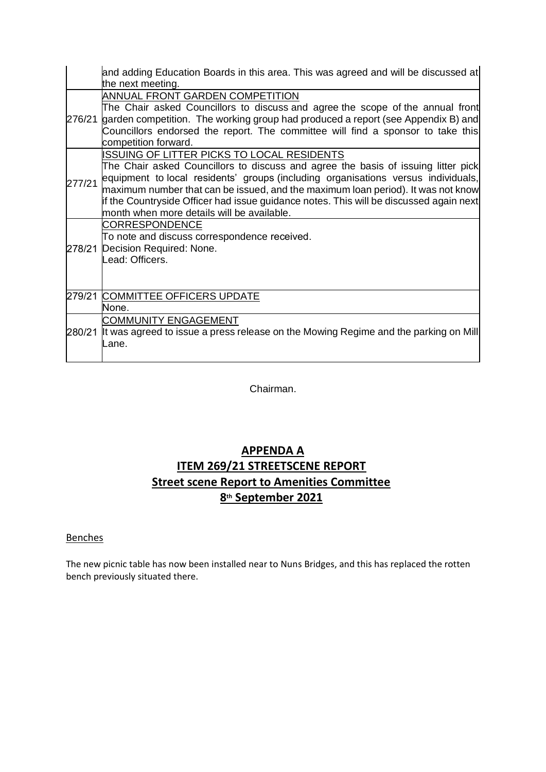| | |
|---|---|
| | and adding Education Boards in this area. This was agreed and will be discussed at the next meeting. |
| 276/21 | ANNUAL FRONT GARDEN COMPETITION<br>The Chair asked Councillors to discuss and agree the scope of the annual front garden competition. The working group had produced a report (see Appendix B) and Councillors endorsed the report. The committee will find a sponsor to take this competition forward. |
| 277/21 | ISSUING OF LITTER PICKS TO LOCAL RESIDENTS<br>The Chair asked Councillors to discuss and agree the basis of issuing litter pick equipment to local residents' groups (including organisations versus individuals, maximum number that can be issued, and the maximum loan period). It was not know if the Countryside Officer had issue guidance notes. This will be discussed again next month when more details will be available. |
| 278/21 | CORRESPONDENCE<br>To note and discuss correspondence received.<br>Decision Required: None.<br>Lead: Officers. |
| 279/21 | COMMITTEE OFFICERS UPDATE<br>None. |
| 280/21 | COMMUNITY ENGAGEMENT<br>It was agreed to issue a press release on the Mowing Regime and the parking on Mill Lane. |

Chairman.

# APPENDA A
# ITEM 269/21 STREETSCENE REPORT
# Street scene Report to Amenities Committee
# 8th September 2021

Benches

The new picnic table has now been installed near to Nuns Bridges, and this has replaced the rotten bench previously situated there.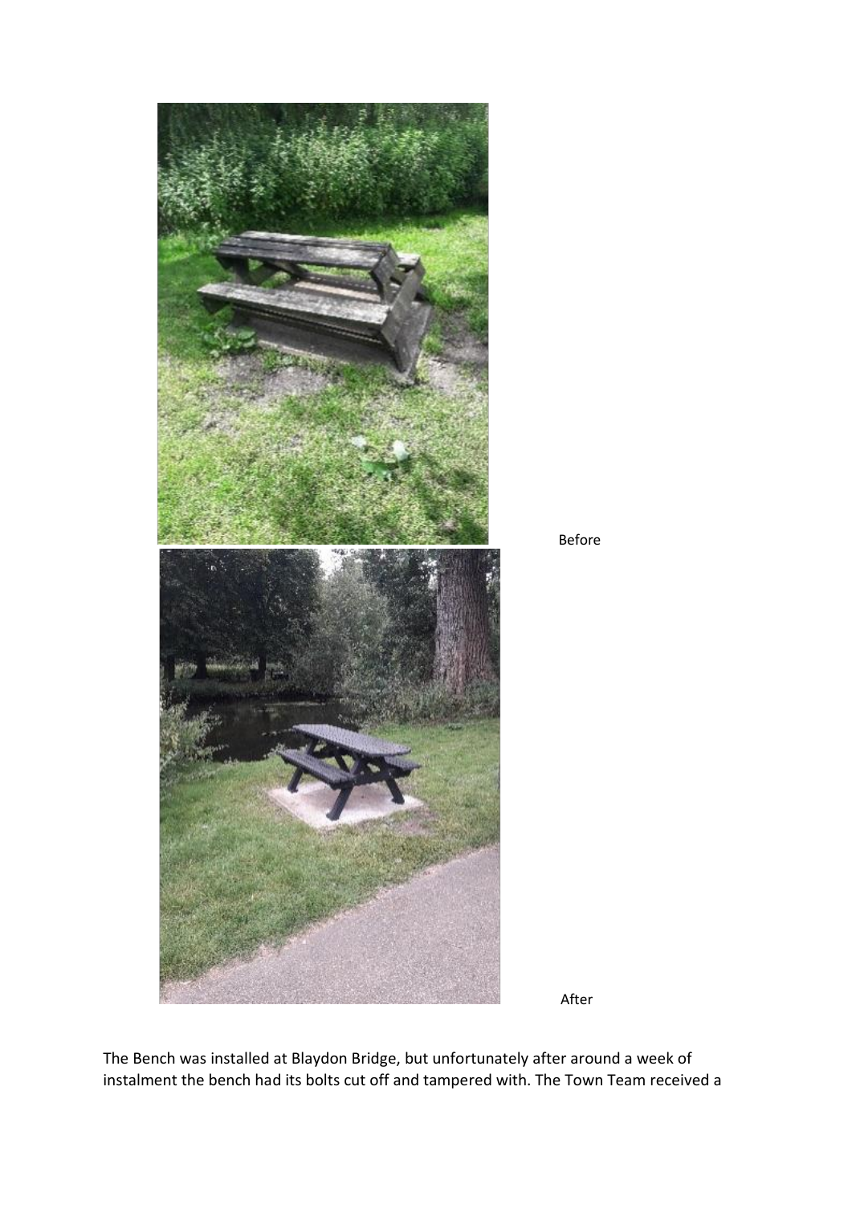Before

After

The Bench was installed at Blaydon Bridge, but unfortunately after around a week of instalment the bench had its bolts cut off and tampered with. The Town Team received a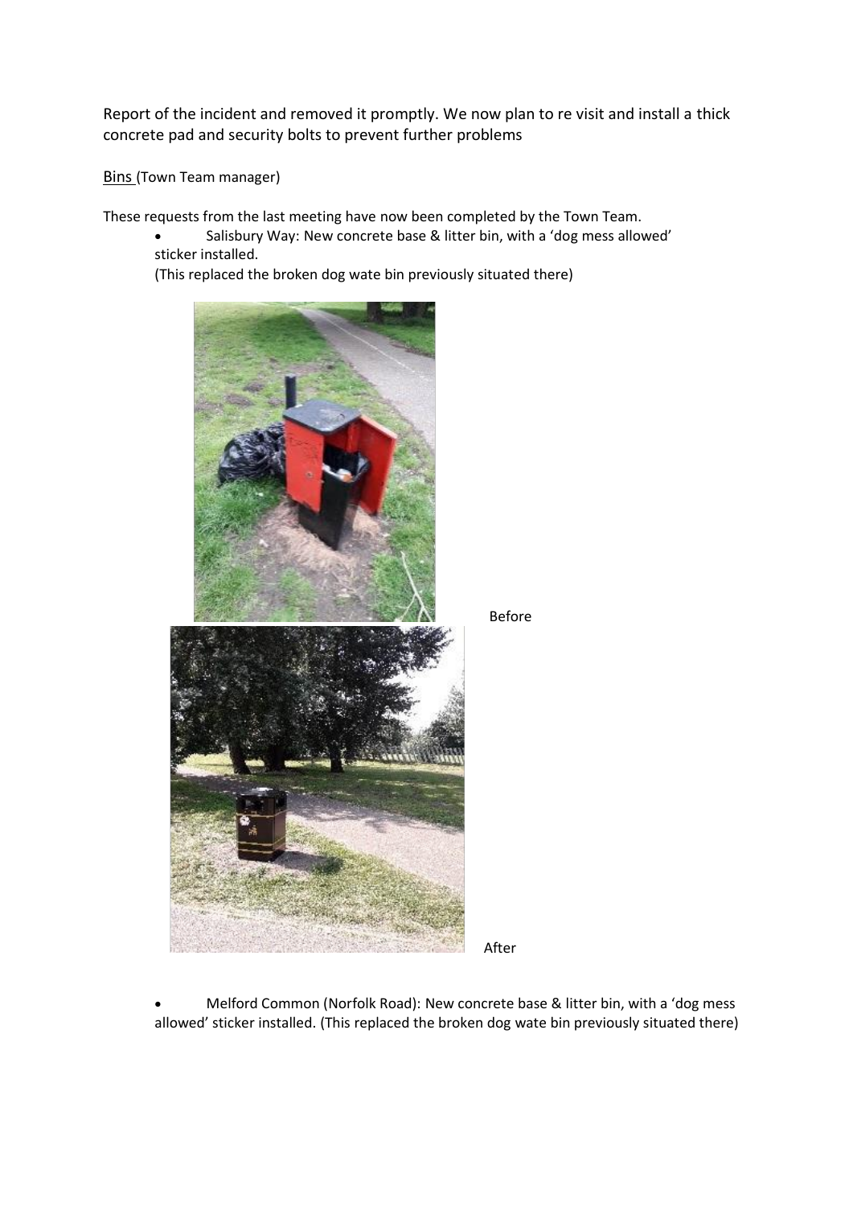Report of the incident and removed it promptly. We now plan to re visit and install a thick concrete pad and security bolts to prevent further problems

Bins (Town Team manager)

These requests from the last meeting have now been completed by the Town Team.

- Salisbury Way: New concrete base & litter bin, with a 'dog mess allowed' sticker installed.
  (This replaced the broken dog wate bin previously situated there)

Before

After

- Melford Common (Norfolk Road): New concrete base & litter bin, with a 'dog mess allowed' sticker installed. (This replaced the broken dog wate bin previously situated there)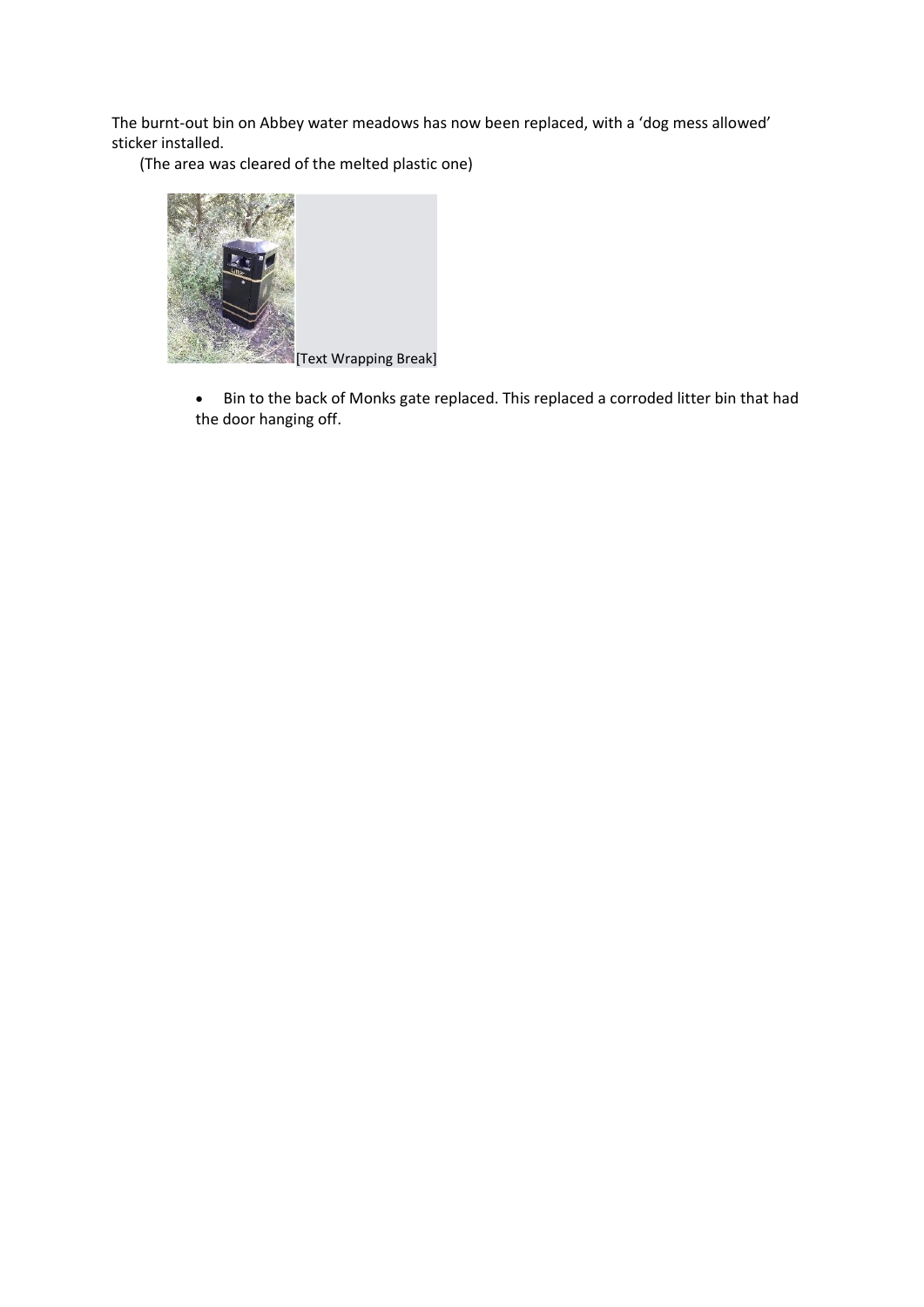The burnt-out bin on Abbey water meadows has now been replaced, with a 'dog mess allowed' sticker installed.

(The area was cleared of the melted plastic one)

[Text Wrapping Break]

- Bin to the back of Monks gate replaced. This replaced a corroded litter bin that had the door hanging off.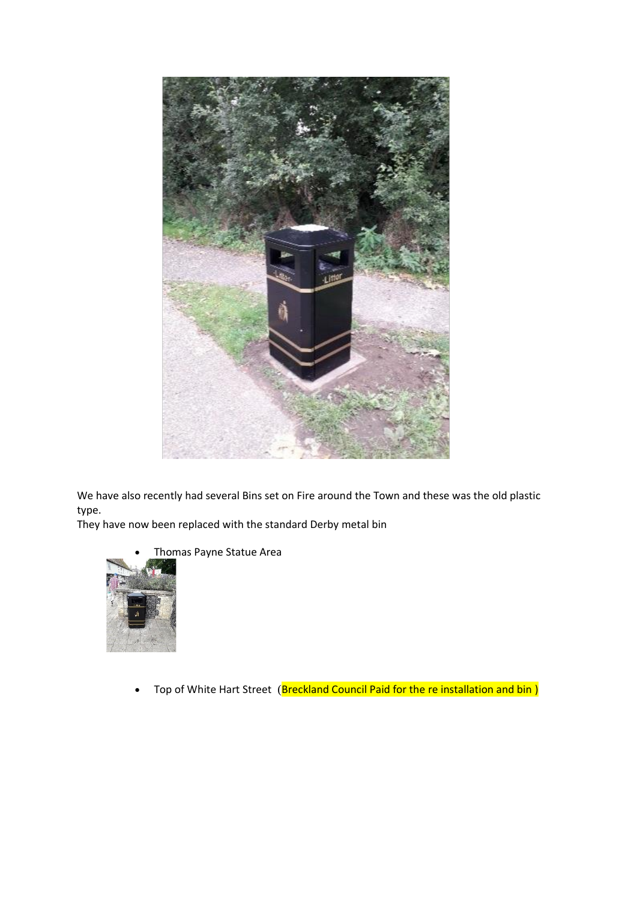We have also recently had several Bins set on Fire around the Town and these was the old plastic type.
They have now been replaced with the standard Derby metal bin

- Thomas Payne Statue Area

- Top of White Hart Street (Breckland Council Paid for the re installation and bin )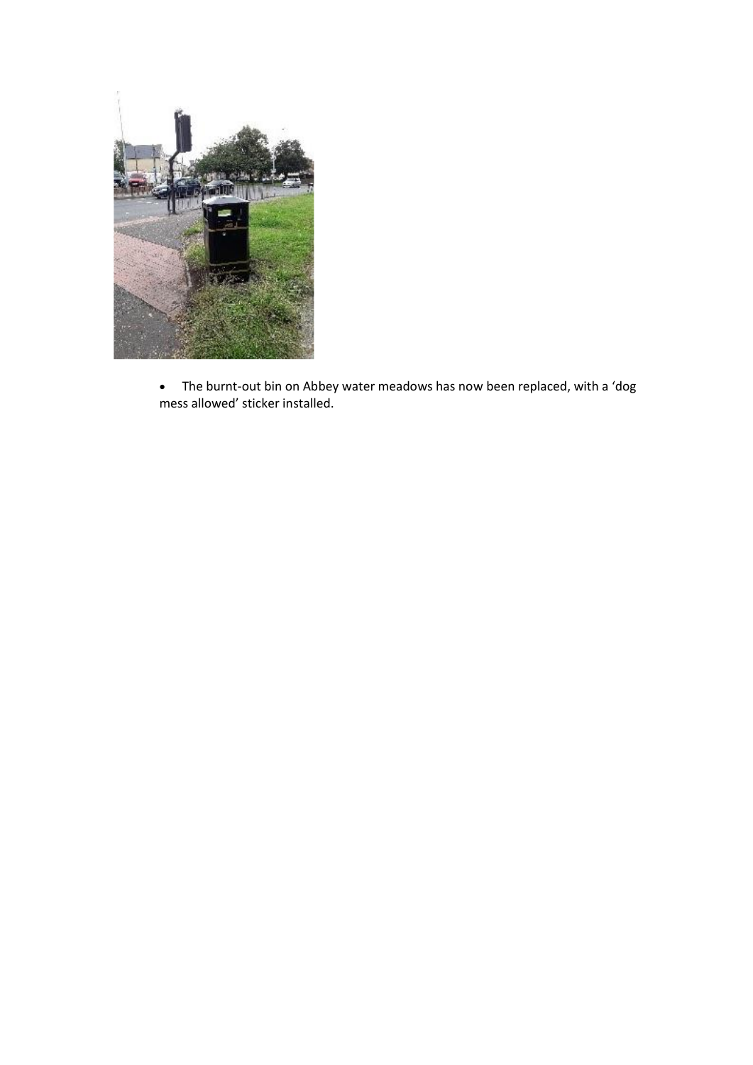- The burnt-out bin on Abbey water meadows has now been replaced, with a 'dog mess allowed' sticker installed.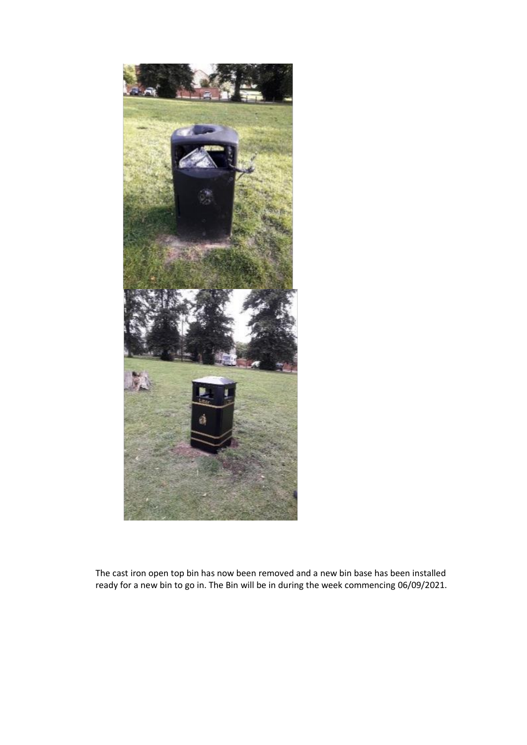The cast iron open top bin has now been removed and a new bin base has been installed ready for a new bin to go in. The Bin will be in during the week commencing 06/09/2021.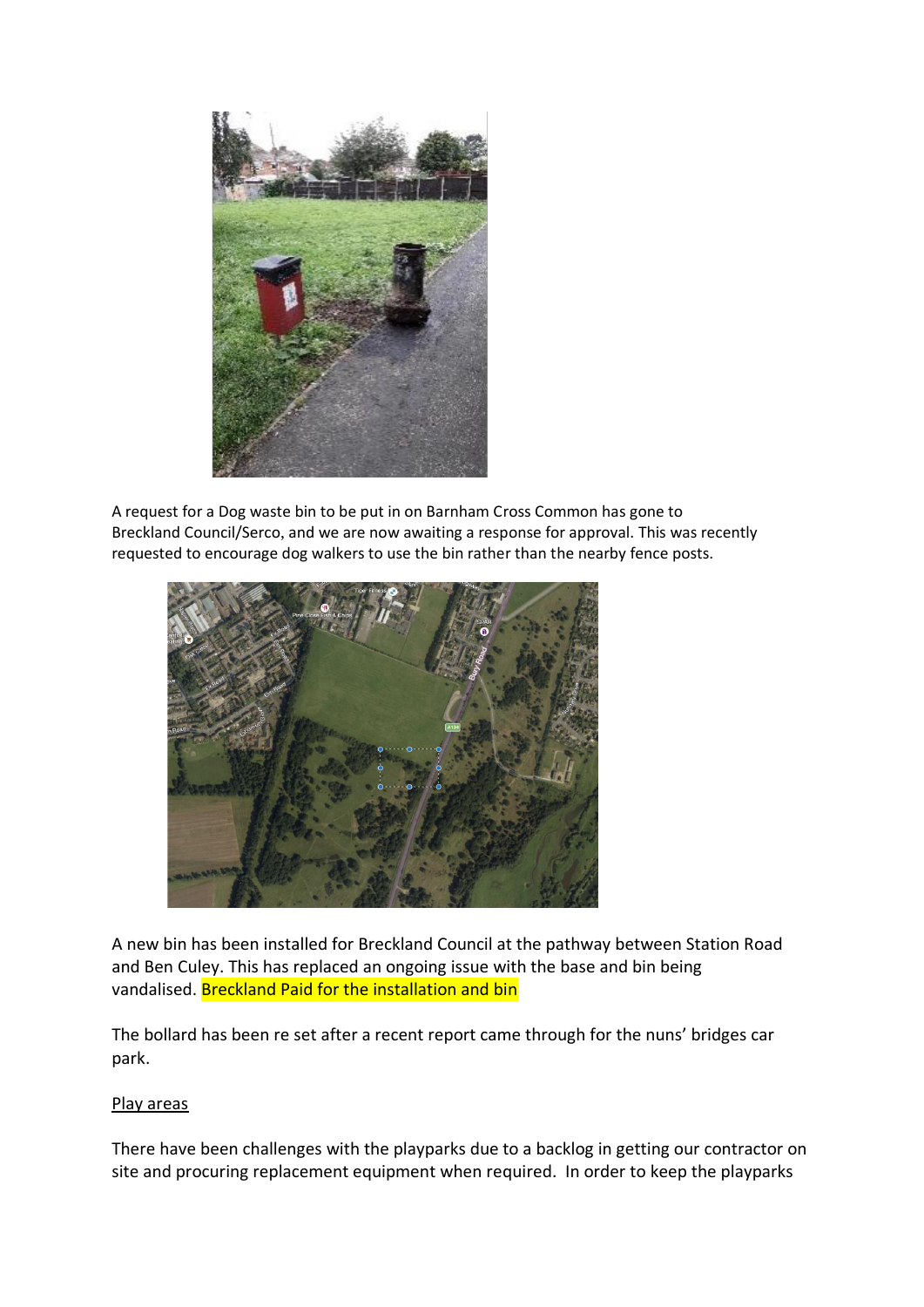A request for a Dog waste bin to be put in on Barnham Cross Common has gone to Breckland Council/Serco, and we are now awaiting a response for approval. This was recently requested to encourage dog walkers to use the bin rather than the nearby fence posts.

A new bin has been installed for Breckland Council at the pathway between Station Road and Ben Culey. This has replaced an ongoing issue with the base and bin being vandalised. Breckland Paid for the installation and bin

The bollard has been re set after a recent report came through for the nuns' bridges car park.

Play areas

There have been challenges with the playparks due to a backlog in getting our contractor on site and procuring replacement equipment when required. In order to keep the playparks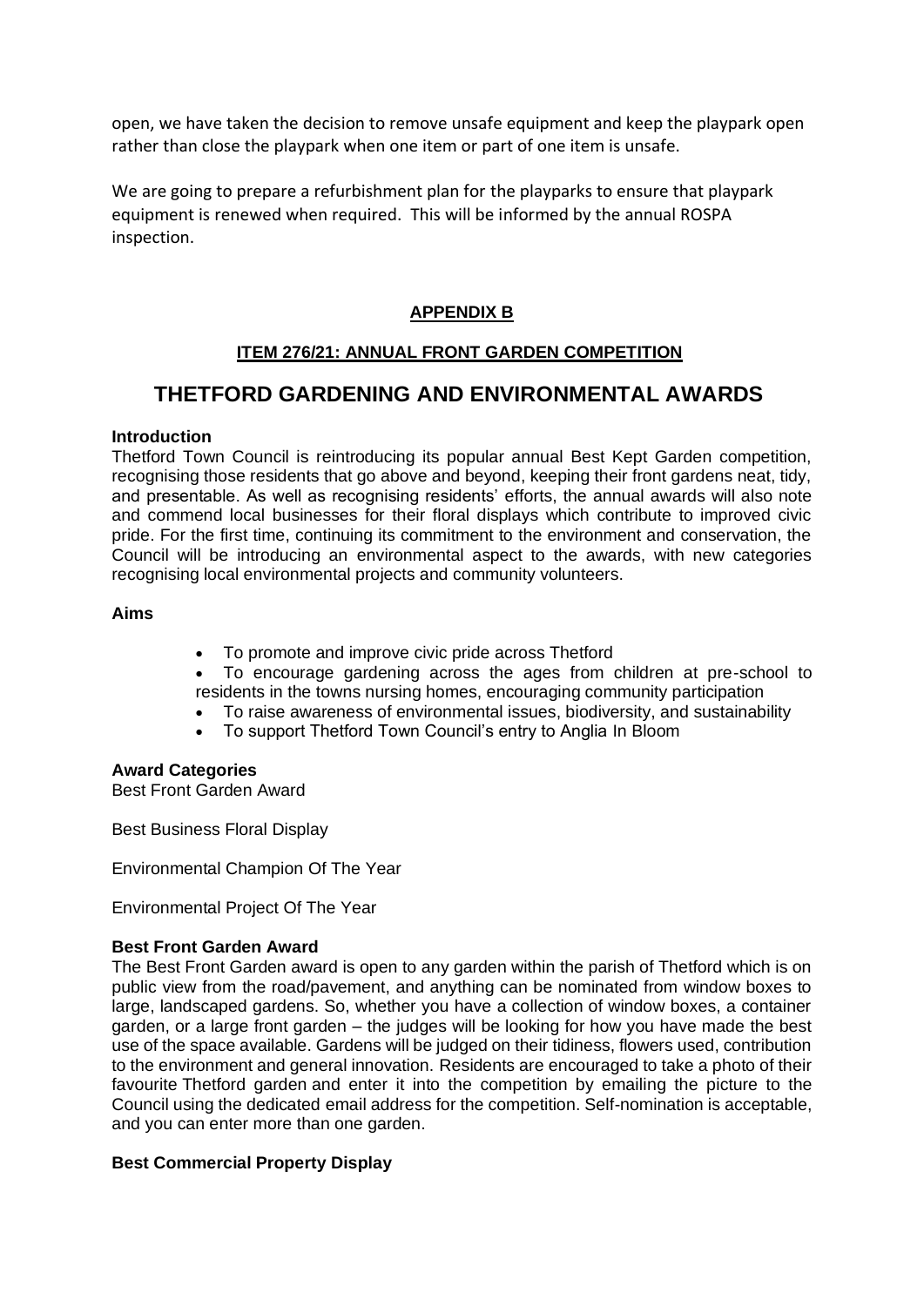open, we have taken the decision to remove unsafe equipment and keep the playpark open rather than close the playpark when one item or part of one item is unsafe.

We are going to prepare a refurbishment plan for the playparks to ensure that playpark equipment is renewed when required. This will be informed by the annual ROSPA inspection.

## APPENDIX B

### ITEM 276/21: ANNUAL FRONT GARDEN COMPETITION

# THETFORD GARDENING AND ENVIRONMENTAL AWARDS

**Introduction**

Thetford Town Council is reintroducing its popular annual Best Kept Garden competition, recognising those residents that go above and beyond, keeping their front gardens neat, tidy, and presentable. As well as recognising residents' efforts, the annual awards will also note and commend local businesses for their floral displays which contribute to improved civic pride. For the first time, continuing its commitment to the environment and conservation, the Council will be introducing an environmental aspect to the awards, with new categories recognising local environmental projects and community volunteers.

**Aims**

- To promote and improve civic pride across Thetford
- To encourage gardening across the ages from children at pre-school to residents in the towns nursing homes, encouraging community participation
- To raise awareness of environmental issues, biodiversity, and sustainability
- To support Thetford Town Council's entry to Anglia In Bloom

**Award Categories**

Best Front Garden Award

Best Business Floral Display

Environmental Champion Of The Year

Environmental Project Of The Year

**Best Front Garden Award**

The Best Front Garden award is open to any garden within the parish of Thetford which is on public view from the road/pavement, and anything can be nominated from window boxes to large, landscaped gardens. So, whether you have a collection of window boxes, a container garden, or a large front garden – the judges will be looking for how you have made the best use of the space available. Gardens will be judged on their tidiness, flowers used, contribution to the environment and general innovation. Residents are encouraged to take a photo of their favourite Thetford garden and enter it into the competition by emailing the picture to the Council using the dedicated email address for the competition. Self-nomination is acceptable, and you can enter more than one garden.

**Best Commercial Property Display**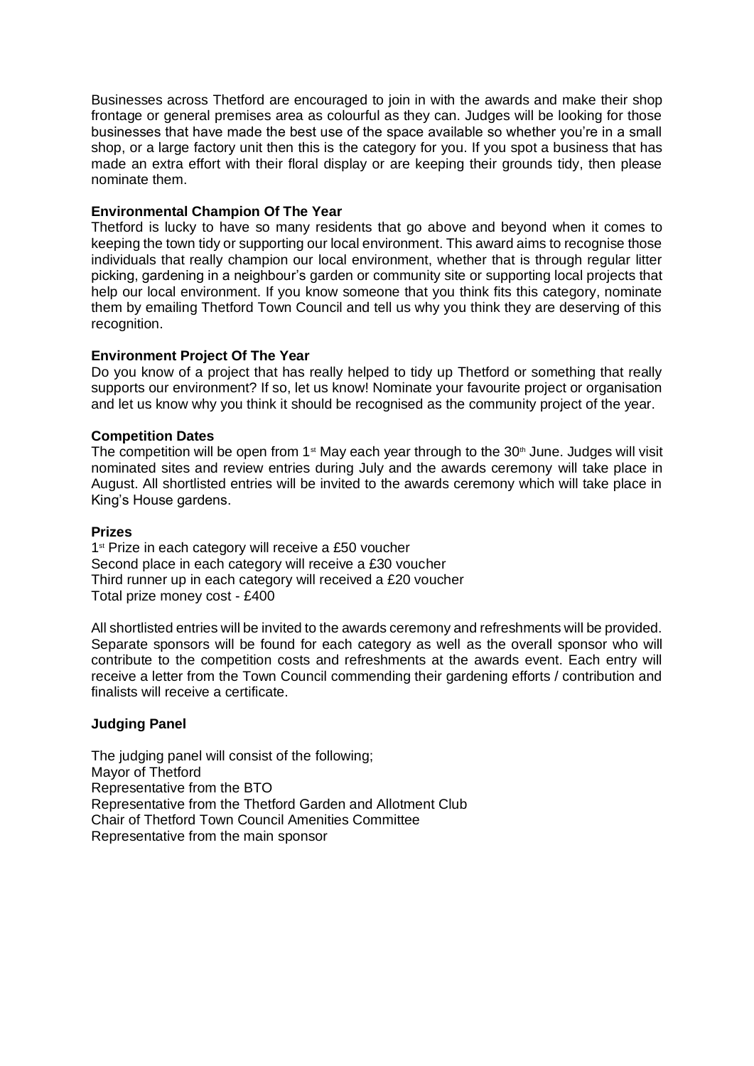Businesses across Thetford are encouraged to join in with the awards and make their shop frontage or general premises area as colourful as they can. Judges will be looking for those businesses that have made the best use of the space available so whether you're in a small shop, or a large factory unit then this is the category for you. If you spot a business that has made an extra effort with their floral display or are keeping their grounds tidy, then please nominate them.

**Environmental Champion Of The Year**

Thetford is lucky to have so many residents that go above and beyond when it comes to keeping the town tidy or supporting our local environment. This award aims to recognise those individuals that really champion our local environment, whether that is through regular litter picking, gardening in a neighbour's garden or community site or supporting local projects that help our local environment. If you know someone that you think fits this category, nominate them by emailing Thetford Town Council and tell us why you think they are deserving of this recognition.

**Environment Project Of The Year**

Do you know of a project that has really helped to tidy up Thetford or something that really supports our environment? If so, let us know! Nominate your favourite project or organisation and let us know why you think it should be recognised as the community project of the year.

**Competition Dates**

The competition will be open from 1st May each year through to the 30th June. Judges will visit nominated sites and review entries during July and the awards ceremony will take place in August. All shortlisted entries will be invited to the awards ceremony which will take place in King's House gardens.

**Prizes**

1st Prize in each category will receive a £50 voucher
Second place in each category will receive a £30 voucher
Third runner up in each category will received a £20 voucher
Total prize money cost - £400

All shortlisted entries will be invited to the awards ceremony and refreshments will be provided. Separate sponsors will be found for each category as well as the overall sponsor who will contribute to the competition costs and refreshments at the awards event. Each entry will receive a letter from the Town Council commending their gardening efforts / contribution and finalists will receive a certificate.

**Judging Panel**

The judging panel will consist of the following;
Mayor of Thetford
Representative from the BTO
Representative from the Thetford Garden and Allotment Club
Chair of Thetford Town Council Amenities Committee
Representative from the main sponsor